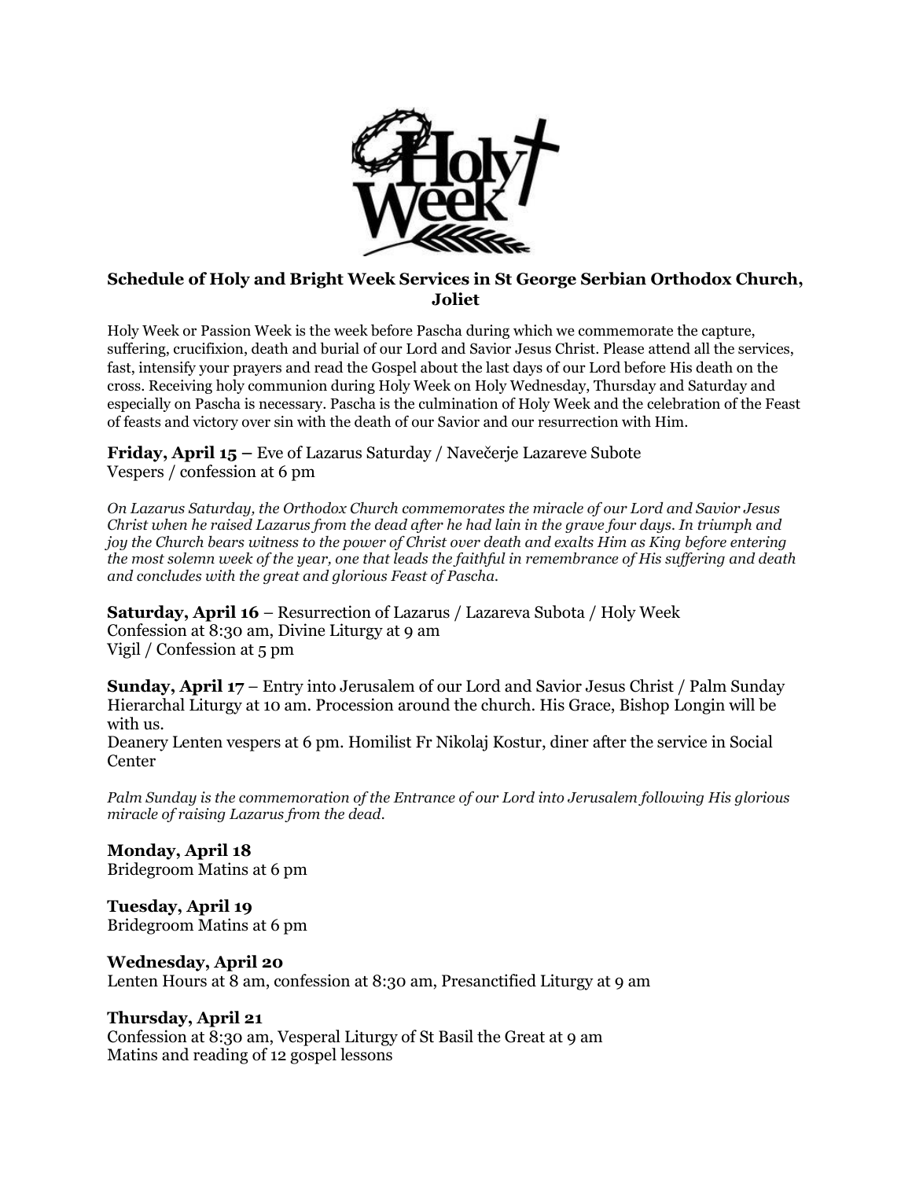## Schedule of Holy and Bright Week Services in St George Serbian Orthodox Church, Joliet

Holy Week or Passion Week is the week before Pascha during which we commemorate the capture, suffering, crucifixion, death and burial of our Lord and Savior Jesus Christ. Please attend all the services, fast, intensify your prayers and read the Gospel about the last days of our Lord before His death on the cross. Receiving holy communion during Holy Week on Holy Wednesday, Thursday and Saturday and especially on Pascha is necessary. Pascha is the culmination of Holy Week and the celebration of the Feast of feasts and victory over sin with the death of our Savior and our resurrection with Him.

**Friday, April 15 –** Eve of Lazarus Saturday / Navečerje Lazareve Subote
Vespers / confession at 6 pm

*On Lazarus Saturday, the Orthodox Church commemorates the miracle of our Lord and Savior Jesus Christ when he raised Lazarus from the dead after he had lain in the grave four days. In triumph and joy the Church bears witness to the power of Christ over death and exalts Him as King before entering the most solemn week of the year, one that leads the faithful in remembrance of His suffering and death and concludes with the great and glorious Feast of Pascha.*

**Saturday, April 16** – Resurrection of Lazarus / Lazareva Subota / Holy Week
Confession at 8:30 am, Divine Liturgy at 9 am
Vigil / Confession at 5 pm

**Sunday, April 17** – Entry into Jerusalem of our Lord and Savior Jesus Christ / Palm Sunday
Hierarchal Liturgy at 10 am. Procession around the church. His Grace, Bishop Longin will be with us.
Deanery Lenten vespers at 6 pm. Homilist Fr Nikolaj Kostur, diner after the service in Social Center

*Palm Sunday is the commemoration of the Entrance of our Lord into Jerusalem following His glorious miracle of raising Lazarus from the dead.*

**Monday, April 18**
Bridegroom Matins at 6 pm

**Tuesday, April 19**
Bridegroom Matins at 6 pm

**Wednesday, April 20**
Lenten Hours at 8 am, confession at 8:30 am, Presanctified Liturgy at 9 am

**Thursday, April 21**
Confession at 8:30 am, Vesperal Liturgy of St Basil the Great at 9 am
Matins and reading of 12 gospel lessons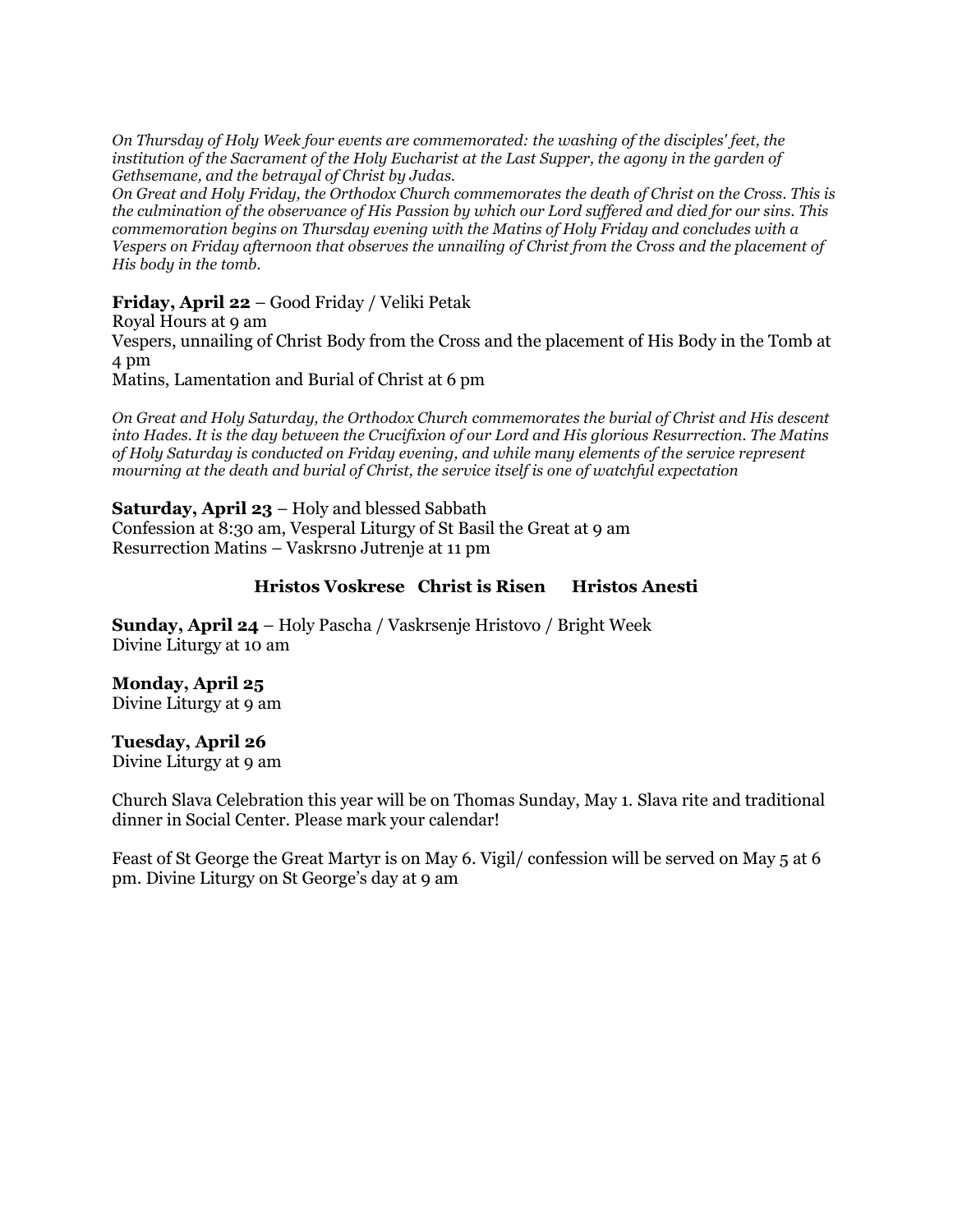*On Thursday of Holy Week four events are commemorated: the washing of the disciples' feet, the institution of the Sacrament of the Holy Eucharist at the Last Supper, the agony in the garden of Gethsemane, and the betrayal of Christ by Judas.*
*On Great and Holy Friday, the Orthodox Church commemorates the death of Christ on the Cross. This is the culmination of the observance of His Passion by which our Lord suffered and died for our sins. This commemoration begins on Thursday evening with the Matins of Holy Friday and concludes with a Vespers on Friday afternoon that observes the unnailing of Christ from the Cross and the placement of His body in the tomb.*

**Friday, April 22** – Good Friday / Veliki Petak
Royal Hours at 9 am
Vespers, unnailing of Christ Body from the Cross and the placement of His Body in the Tomb at 4 pm
Matins, Lamentation and Burial of Christ at 6 pm

*On Great and Holy Saturday, the Orthodox Church commemorates the burial of Christ and His descent into Hades. It is the day between the Crucifixion of our Lord and His glorious Resurrection. The Matins of Holy Saturday is conducted on Friday evening, and while many elements of the service represent mourning at the death and burial of Christ, the service itself is one of watchful expectation*

**Saturday, April 23** – Holy and blessed Sabbath
Confession at 8:30 am, Vesperal Liturgy of St Basil the Great at 9 am
Resurrection Matins – Vaskrsno Jutrenje at 11 pm

**Hristos Voskrese Christ is Risen Hristos Anesti**

**Sunday, April 24** – Holy Pascha / Vaskrsenje Hristovo / Bright Week
Divine Liturgy at 10 am

**Monday, April 25**
Divine Liturgy at 9 am

**Tuesday, April 26**
Divine Liturgy at 9 am

Church Slava Celebration this year will be on Thomas Sunday, May 1. Slava rite and traditional dinner in Social Center. Please mark your calendar!

Feast of St George the Great Martyr is on May 6. Vigil/ confession will be served on May 5 at 6 pm. Divine Liturgy on St George's day at 9 am